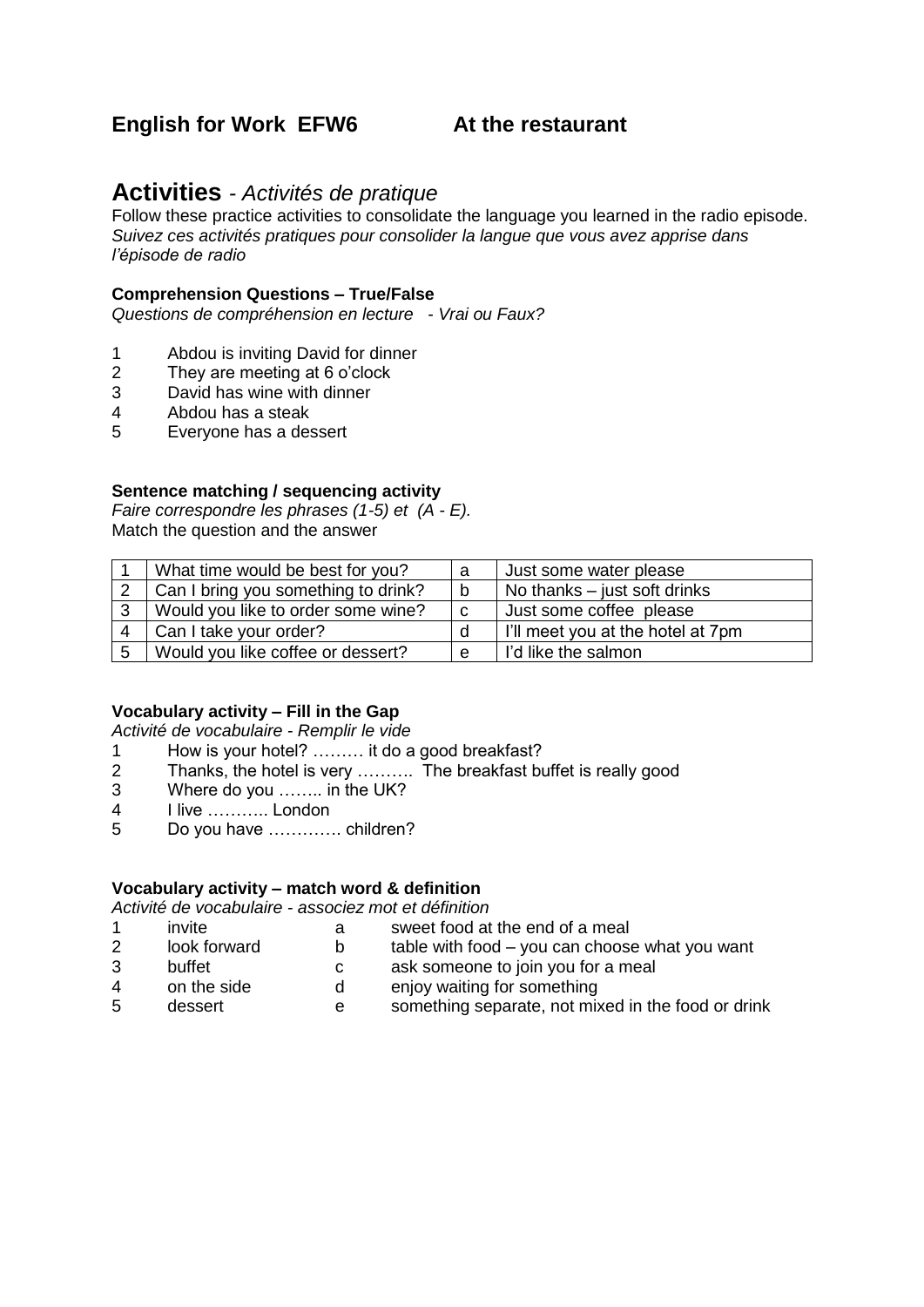## English for Work EFW6 At the restaurant

# Activities - *Activités de pratique*

Follow these practice activities to consolidate the language you learned in the radio episode.
*Suivez ces activités pratiques pour consolider la langue que vous avez apprise dans l'épisode de radio*

**Comprehension Questions – True/False**
*Questions de compréhension en lecture - Vrai ou Faux?*

1 Abdou is inviting David for dinner
2 They are meeting at 6 o'clock
3 David has wine with dinner
4 Abdou has a steak
5 Everyone has a dessert

**Sentence matching / sequencing activity**
*Faire correspondre les phrases (1-5) et (A - E).*
Match the question and the answer

| | | | |
|---|---|---|---|
| 1 | What time would be best for you? | a | Just some water please |
| 2 | Can I bring you something to drink? | b | No thanks – just soft drinks |
| 3 | Would you like to order some wine? | c | Just some coffee please |
| 4 | Can I take your order? | d | I'll meet you at the hotel at 7pm |
| 5 | Would you like coffee or dessert? | e | I'd like the salmon |

**Vocabulary activity – Fill in the Gap**
*Activité de vocabulaire - Remplir le vide*

1 How is your hotel? ……… it do a good breakfast?
2 Thanks, the hotel is very ………. The breakfast buffet is really good
3 Where do you …….. in the UK?
4 I live ……….. London
5 Do you have …………. children?

**Vocabulary activity – match word & definition**
*Activité de vocabulaire - associez mot et définition*

| | | | |
|---|---|---|---|
| 1 | invite | a | sweet food at the end of a meal |
| 2 | look forward | b | table with food – you can choose what you want |
| 3 | buffet | c | ask someone to join you for a meal |
| 4 | on the side | d | enjoy waiting for something |
| 5 | dessert | e | something separate, not mixed in the food or drink |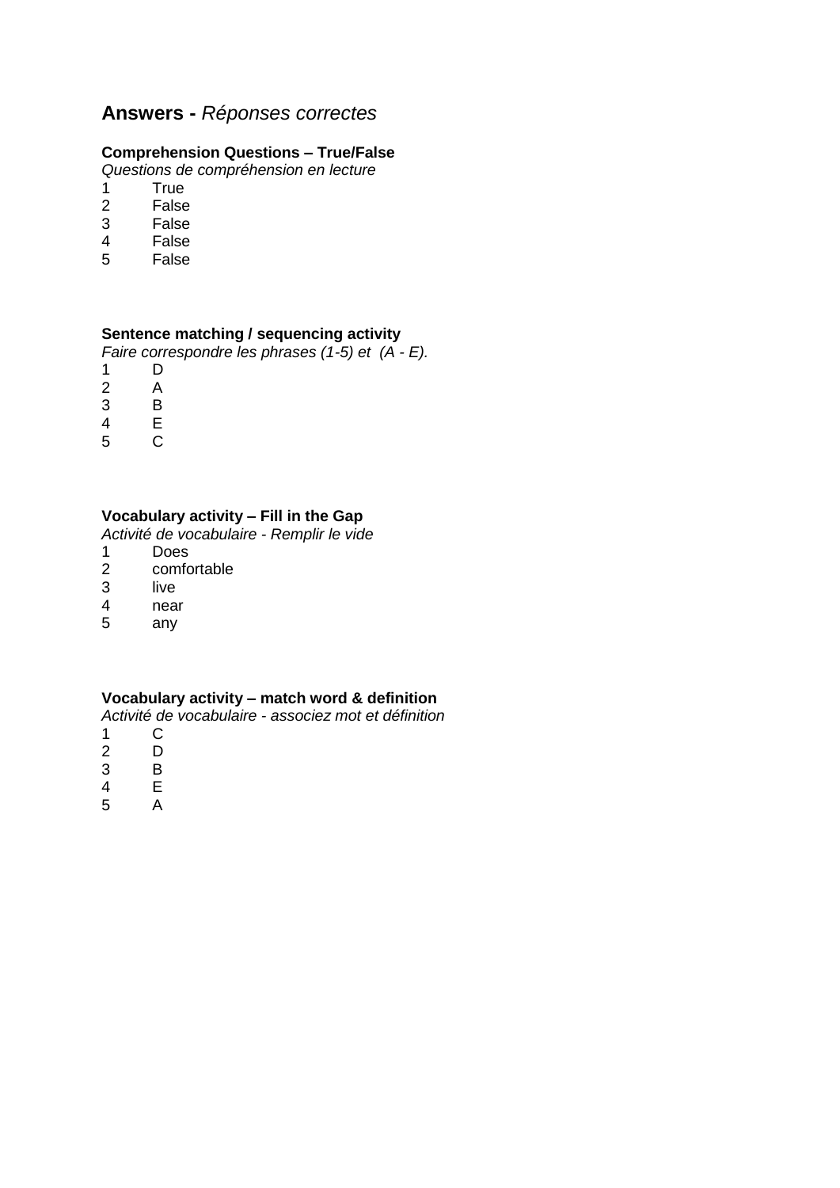## **Answers -** *Réponses correctes*

**Comprehension Questions – True/False**
*Questions de compréhension en lecture*

1 True
2 False
3 False
4 False
5 False

**Sentence matching / sequencing activity**
*Faire correspondre les phrases (1-5) et (A - E).*

1 D
2 A
3 B
4 E
5 C

**Vocabulary activity – Fill in the Gap**
*Activité de vocabulaire - Remplir le vide*

1 Does
2 comfortable
3 live
4 near
5 any

**Vocabulary activity – match word & definition**
*Activité de vocabulaire - associez mot et définition*

1 C
2 D
3 B
4 E
5 A